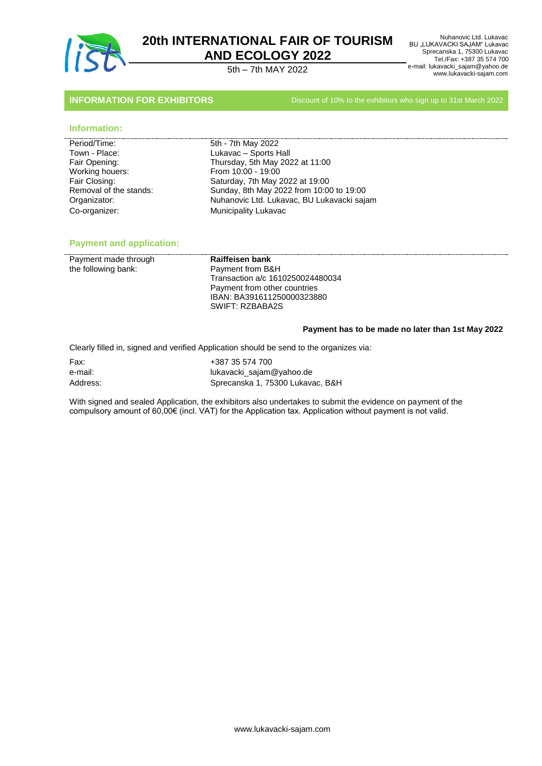# 20th INTERNATIONAL FAIR OF TOURISM AND ECOLOGY 2022

5th – 7th MAY 2022

Nuhanovic Ltd. Lukavac
BU „LUKAVACKI SAJAM“ Lukavac
Sprecanska 1, 75300 Lukavac
Tel./Fax: +387 35 574 700
e-mail: lukavacki_sajam@yahoo.de
www.lukavacki-sajam.com

## INFORMATION FOR EXHIBITORS

Discount of 10% to the exhibitors who sign up to 31st March 2022

### Information:

| | |
|---|---|
| Period/Time: | 5th - 7th May 2022 |
| Town - Place: | Lukavac – Sports Hall |
| Fair Opening: | Thursday, 5th May 2022 at 11:00 |
| Working houers: | From 10:00 - 19:00 |
| Fair Closing: | Saturday, 7th May 2022 at 19:00 |
| Removal of the stands: | Sunday, 8th May 2022 from 10:00 to 19:00 |
| Organizator: | Nuhanovic Ltd. Lukavac, BU Lukavacki sajam |
| Co-organizer: | Municipality Lukavac |

### Payment and application:

| | |
|---|---|
| Payment made through the following bank: | **Raiffeisen bank**<br>Payment from B&H<br>Transaction a/c 1610250024480034<br>Payment from other countries<br>IBAN: BA391611250000323880<br>SWIFT: RZBABA2S |

**Payment has to be made no later than 1st May 2022**

Clearly filled in, signed and verified Application should be send to the organizes via:

| | |
|---|---|
| Fax: | +387 35 574 700 |
| e-mail: | lukavacki_sajam@yahoo.de |
| Address: | Sprecanska 1, 75300 Lukavac, B&H |

With signed and sealed Application, the exhibitors also undertakes to submit the evidence on payment of the compulsory amount of 60,00€ (incl. VAT) for the Application tax. Application without payment is not valid.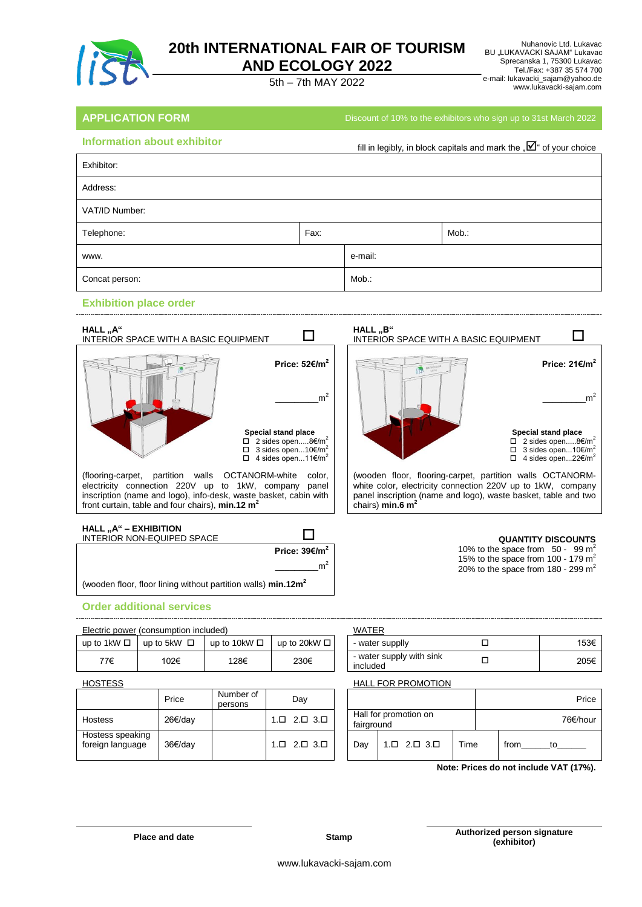# 20th INTERNATIONAL FAIR OF TOURISM AND ECOLOGY 2022

5th – 7th MAY 2022

Nuhanovic Ltd. Lukavac
BU „LUKAVACKI SAJAM" Lukavac
Sprecanska 1, 75300 Lukavac
Tel./Fax: +387 35 574 700
e-mail: lukavacki_sajam@yahoo.de
www.lukavacki-sajam.com

## APPLICATION FORM

Discount of 10% to the exhibitors who sign up to 31st March 2022

### Information about exhibitor

fill in legibly, in block capitals and mark the „☑" of your choice

| Exhibitor: | | |
|---|---|---|
| Address: | | |
| VAT/ID Number: | | |
| Telephone: | Fax: | Mob.: |
| www. | e-mail: | |
| Concat person: | Mob.: | |

### Exhibition place order

**HALL „A"**
INTERIOR SPACE WITH A BASIC EQUIPMENT ☐

**Price: 52€/m²**

\_\_\_\_\_\_\_\_m²

**Special stand place**
- ☐ 2 sides open.....8€/m²
- ☐ 3 sides open...10€/m²
- ☐ 4 sides open...11€/m²

(flooring-carpet, partition walls OCTANORM-white color, electricity connection 220V up to 1kW, company panel inscription (name and logo), info-desk, waste basket, cabin with front curtain, table and four chairs), **min.12 m²**

**HALL „B"**
INTERIOR SPACE WITH A BASIC EQUIPMENT ☐

**Price: 21€/m²**

\_\_\_\_\_\_\_\_m²

**Special stand place**
- ☐ 2 sides open.....8€/m²
- ☐ 3 sides open...10€/m²
- ☐ 4 sides open...22€/m²

(wooden floor, flooring-carpet, partition walls OCTANORM-white color, electricity connection 220V up to 1kW, company panel inscription (name and logo), waste basket, table and two chairs) **min.6 m²**

**HALL „A" – EXHIBITION**
INTERIOR NON-EQUIPED SPACE ☐

**Price: 39€/m²**

\_\_\_\_\_\_\_\_m²

(wooden floor, floor lining without partition walls) **min.12m²**

**QUANTITY DISCOUNTS**
10% to the space from 50 - 99 m²
15% to the space from 100 - 179 m²
20% to the space from 180 - 299 m²

### Order additional services

Electric power (consumption included)

| up to 1kW ☐ | up to 5kW ☐ | up to 10kW ☐ | up to 20kW ☐ |
|---|---|---|---|
| 77€ | 102€ | 128€ | 230€ |

WATER

| | | |
|---|---|---|
| - water suppliy | ☐ | 153€ |
| - water supply with sink included | ☐ | 205€ |

HOSTESS

| | Price | Number of persons | Day |
|---|---|---|---|
| Hostess | 26€/day | | 1.☐ 2.☐ 3.☐ |
| Hostess speaking foreign language | 36€/day | | 1.☐ 2.☐ 3.☐ |

HALL FOR PROMOTION

| | | | | Price |
|---|---|---|---|---|
| Hall for promotion on fairground | | | | 76€/hour |
| Day | 1.☐ 2.☐ 3.☐ | Time | from\_\_\_\_\_\_to\_\_\_\_\_\_ | |

**Note: Prices do not include VAT (17%).**

**Place and date** — **Stamp** — **Authorized person signature (exhibitor)**

www.lukavacki-sajam.com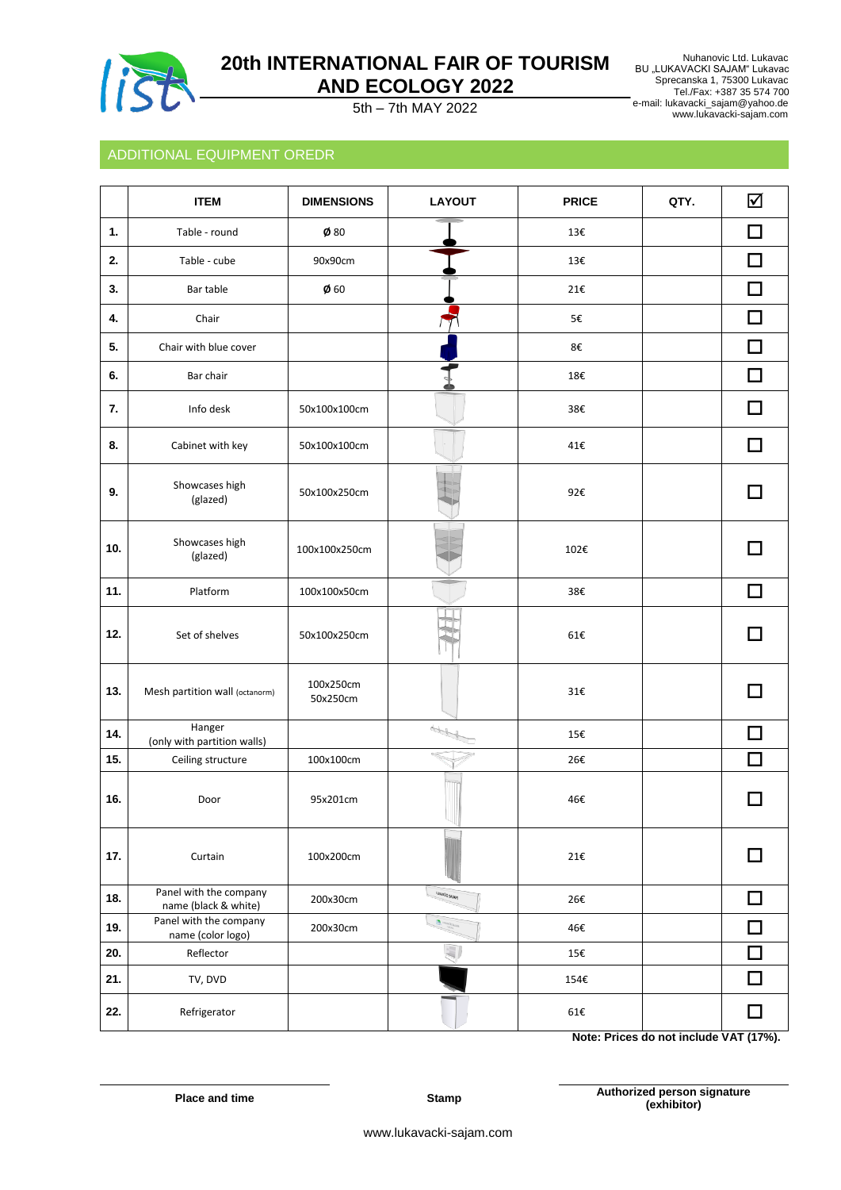# 20th INTERNATIONAL FAIR OF TOURISM AND ECOLOGY 2022

5th – 7th MAY 2022

Nuhanovic Ltd. Lukavac
BU „LUKAVACKI SAJAM" Lukavac
Sprecanska 1, 75300 Lukavac
Tel./Fax: +387 35 574 700
e-mail: lukavacki_sajam@yahoo.de
www.lukavacki-sajam.com

## ADDITIONAL EQUIPMENT OREDR

| | ITEM | DIMENSIONS | LAYOUT | PRICE | QTY. | ☑ |
|---|---|---|---|---|---|---|
| 1. | Table - round | Ø 80 | | 13€ | | ☐ |
| 2. | Table - cube | 90x90cm | | 13€ | | ☐ |
| 3. | Bar table | Ø 60 | | 21€ | | ☐ |
| 4. | Chair | | | 5€ | | ☐ |
| 5. | Chair with blue cover | | | 8€ | | ☐ |
| 6. | Bar chair | | | 18€ | | ☐ |
| 7. | Info desk | 50x100x100cm | | 38€ | | ☐ |
| 8. | Cabinet with key | 50x100x100cm | | 41€ | | ☐ |
| 9. | Showcases high (glazed) | 50x100x250cm | | 92€ | | ☐ |
| 10. | Showcases high (glazed) | 100x100x250cm | | 102€ | | ☐ |
| 11. | Platform | 100x100x50cm | | 38€ | | ☐ |
| 12. | Set of shelves | 50x100x250cm | | 61€ | | ☐ |
| 13. | Mesh partition wall (octanorm) | 100x250cm 50x250cm | | 31€ | | ☐ |
| 14. | Hanger (only with partition walls) | | | 15€ | | ☐ |
| 15. | Ceiling structure | 100x100cm | | 26€ | | ☐ |
| 16. | Door | 95x201cm | | 46€ | | ☐ |
| 17. | Curtain | 100x200cm | | 21€ | | ☐ |
| 18. | Panel with the company name (black & white) | 200x30cm | | 26€ | | ☐ |
| 19. | Panel with the company name (color logo) | 200x30cm | | 46€ | | ☐ |
| 20. | Reflector | | | 15€ | | ☐ |
| 21. | TV, DVD | | | 154€ | | ☐ |
| 22. | Refrigerator | | | 61€ | | ☐ |

**Note: Prices do not include VAT (17%).**

**Place and time** | **Stamp** | **Authorized person signature (exhibitor)**

www.lukavacki-sajam.com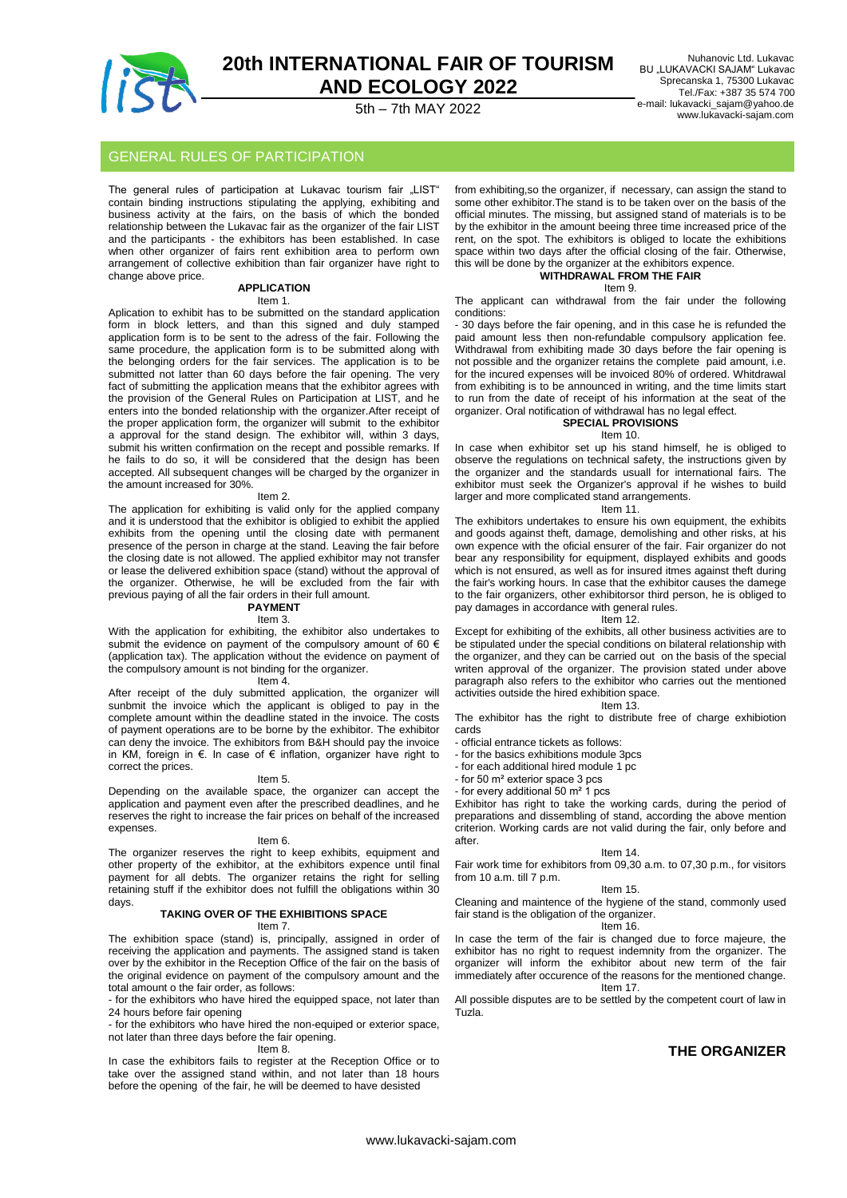# 20th INTERNATIONAL FAIR OF TOURISM AND ECOLOGY 2022

5th – 7th MAY 2022

Nuhanovic Ltd. Lukavac
BU „LUKAVACKI SAJAM" Lukavac
Sprecanska 1, 75300 Lukavac
Tel./Fax: +387 35 574 700
e-mail: lukavacki_sajam@yahoo.de
www.lukavacki-sajam.com

## GENERAL RULES OF PARTICIPATION

The general rules of participation at Lukavac tourism fair „LIST" contain binding instructions stipulating the applying, exhibiting and business activity at the fairs, on the basis of which the bonded relationship between the Lukavac fair as the organizer of the fair LIST and the participants - the exhibitors has been established. In case when other organizer of fairs rent exhibition area to perform own arrangement of collective exhibition than fair organizer have right to change above price.

### APPLICATION

Item 1.

Aplication to exhibit has to be submitted on the standard application form in block letters, and than this signed and duly stamped application form is to be sent to the adress of the fair. Following the same procedure, the application form is to be submitted along with the belonging orders for the fair services. The application is to be submitted not latter than 60 days before the fair opening. The very fact of submitting the application means that the exhibitor agrees with the provision of the General Rules on Participation at LIST, and he enters into the bonded relationship with the organizer.After receipt of the proper application form, the organizer will submit to the exhibitor a approval for the stand design. The exhibitor will, within 3 days, submit his written confirmation on the recept and possible remarks. If he fails to do so, it will be considered that the design has been accepted. All subsequent changes will be charged by the organizer in the amount increased for 30%.

Item 2.

The application for exhibiting is valid only for the applied company and it is understood that the exhibitor is obligied to exhibit the applied exhibits from the opening until the closing date with permanent presence of the person in charge at the stand. Leaving the fair before the closing date is not allowed. The applied exhibitor may not transfer or lease the delivered exhibition space (stand) without the approval of the organizer. Otherwise, he will be excluded from the fair with previous paying of all the fair orders in their full amount.

### PAYMENT

Item 3.

With the application for exhibiting, the exhibitor also undertakes to submit the evidence on payment of the compulsory amount of 60 € (application tax). The application without the evidence on payment of the compulsory amount is not binding for the organizer.

Item 4.

After receipt of the duly submitted application, the organizer will sunbmit the invoice which the applicant is obliged to pay in the complete amount within the deadline stated in the invoice. The costs of payment operations are to be borne by the exhibitor. The exhibitor can deny the invoice. The exhibitors from B&H should pay the invoice in KM, foreign in €. In case of € inflation, organizer have right to correct the prices.

Item 5.

Depending on the available space, the organizer can accept the application and payment even after the prescribed deadlines, and he reserves the right to increase the fair prices on behalf of the increased expenses.

Item 6.

The organizer reserves the right to keep exhibits, equipment and other property of the exhibitor, at the exhibitors expence until final payment for all debts. The organizer retains the right for selling retaining stuff if the exhibitor does not fulfill the obligations within 30 days.

### TAKING OVER OF THE EXHIBITIONS SPACE

Item 7.

The exhibition space (stand) is, principally, assigned in order of receiving the application and payments. The assigned stand is taken over by the exhibitor in the Reception Office of the fair on the basis of the original evidence on payment of the compulsory amount and the total amount o the fair order, as follows:

- for the exhibitors who have hired the equipped space, not later than 24 hours before fair opening
- for the exhibitors who have hired the non-equiped or exterior space, not later than three days before the fair opening.

Item 8.

In case the exhibitors fails to register at the Reception Office or to take over the assigned stand within, and not later than 18 hours before the opening of the fair, he will be deemed to have desisted from exhibiting,so the organizer, if necessary, can assign the stand to some other exhibitor.The stand is to be taken over on the basis of the official minutes. The missing, but assigned stand of materials is to be by the exhibitor in the amount beeing three time increased price of the rent, on the spot. The exhibitors is obliged to locate the exhibitions space within two days after the official closing of the fair. Otherwise, this will be done by the organizer at the exhibitors expence.

### WITHDRAWAL FROM THE FAIR

Item 9.

The applicant can withdrawal from the fair under the following conditions:

- 30 days before the fair opening, and in this case he is refunded the paid amount less then non-refundable compulsory application fee. Withdrawal from exhibiting made 30 days before the fair opening is not possible and the organizer retains the complete paid amount, i.e. for the incured expenses will be invoiced 80% of ordered. Whitdrawal from exhibiting is to be announced in writing, and the time limits start to run from the date of receipt of his information at the seat of the organizer. Oral notification of withdrawal has no legal effect.

### SPECIAL PROVISIONS

Item 10.

In case when exhibitor set up his stand himself, he is obliged to observe the regulations on technical safety, the instructions given by the organizer and the standards usuall for international fairs. The exhibitor must seek the Organizer's approval if he wishes to build larger and more complicated stand arrangements.

Item 11.

The exhibitors undertakes to ensure his own equipment, the exhibits and goods against theft, damage, demolishing and other risks, at his own expence with the oficial ensurer of the fair. Fair organizer do not bear any responsibility for equipment, displayed exhibits and goods which is not ensured, as well as for insured itmes against theft during the fair's working hours. In case that the exhibitor causes the damege to the fair organizers, other exhibitorsor third person, he is obliged to pay damages in accordance with general rules.

Item 12.

Except for exhibiting of the exhibits, all other business activities are to be stipulated under the special conditions on bilateral relationship with the organizer, and they can be carried out on the basis of the special writen approval of the organizer. The provision stated under above paragraph also refers to the exhibitor who carries out the mentioned activities outside the hired exhibition space.

Item 13.

The exhibitor has the right to distribute free of charge exhibiotion cards

- official entrance tickets as follows:
- for the basics exhibitions module 3pcs
- for each additional hired module 1 pc
- for 50 m² exterior space 3 pcs
- for every additional 50 m² 1 pcs

Exhibitor has right to take the working cards, during the period of preparations and dissembling of stand, according the above mention criterion. Working cards are not valid during the fair, only before and after.

Item 14.

Fair work time for exhibitors from 09,30 a.m. to 07,30 p.m., for visitors from 10 a.m. till 7 p.m.

Item 15.

Cleaning and maintence of the hygiene of the stand, commonly used fair stand is the obligation of the organizer.

Item 16.

In case the term of the fair is changed due to force majeure, the exhibitor has no right to request indemnity from the organizer. The organizer will inform the exhibitor about new term of the fair immediately after occurence of the reasons for the mentioned change.

Item 17.

All possible disputes are to be settled by the competent court of law in Tuzla.

**THE ORGANIZER**